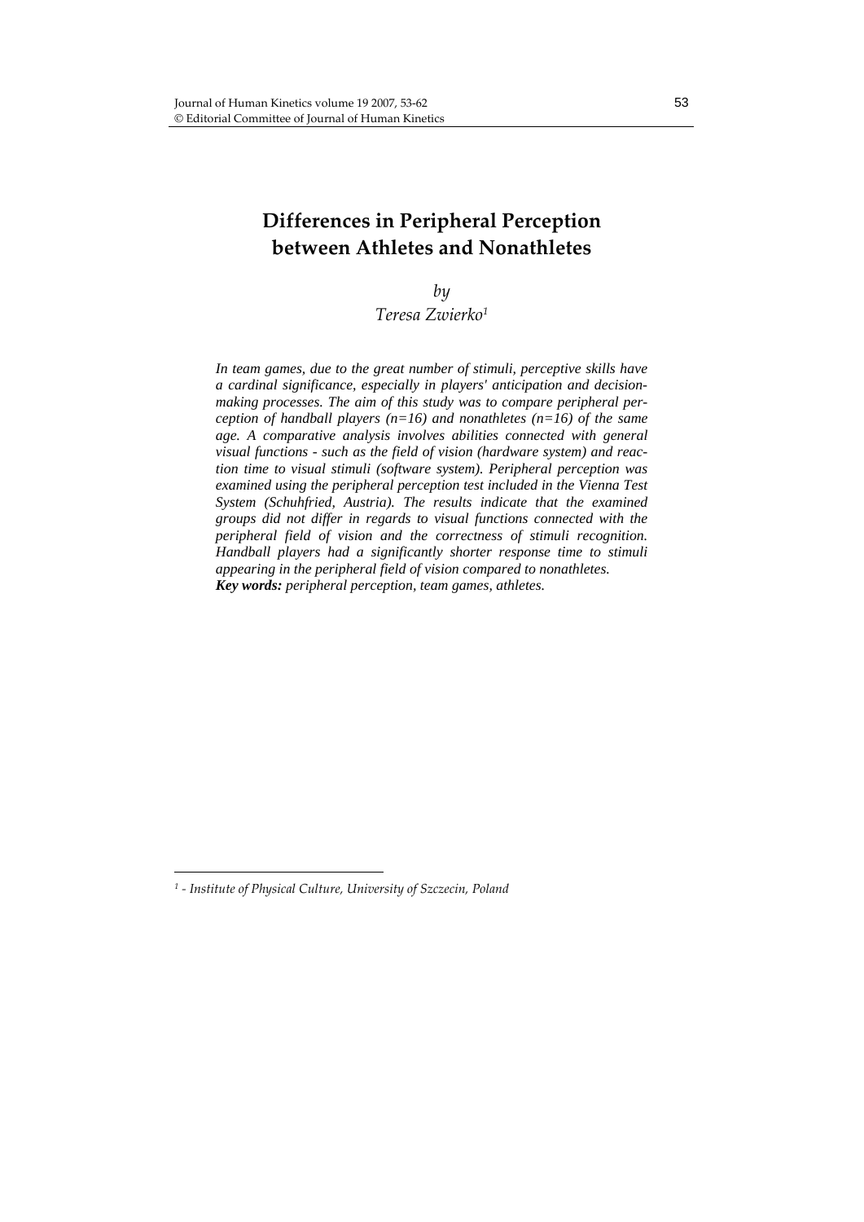# Differences in Peripheral Perception between Athletes and Nonathletes

*by*

*Teresa Zwierko*[1]

*In team games, due to the great number of stimuli, perceptive skills have a cardinal significance, especially in players' anticipation and decision-making processes. The aim of this study was to compare peripheral perception of handball players (n=16) and nonathletes (n=16) of the same age. A comparative analysis involves abilities connected with general visual functions - such as the field of vision (hardware system) and reaction time to visual stimuli (software system). Peripheral perception was examined using the peripheral perception test included in the Vienna Test System (Schuhfried, Austria). The results indicate that the examined groups did not differ in regards to visual functions connected with the peripheral field of vision and the correctness of stimuli recognition. Handball players had a significantly shorter response time to stimuli appearing in the peripheral field of vision compared to nonathletes.*

***Key words:*** *peripheral perception, team games, athletes.*

---

[1] *- Institute of Physical Culture, University of Szczecin, Poland*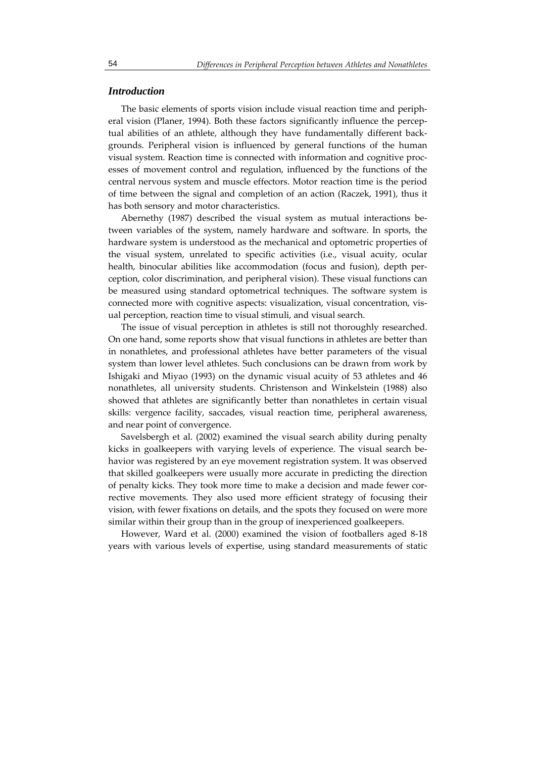## *Introduction*

The basic elements of sports vision include visual reaction time and peripheral vision (Planer, 1994). Both these factors significantly influence the perceptual abilities of an athlete, although they have fundamentally different backgrounds. Peripheral vision is influenced by general functions of the human visual system. Reaction time is connected with information and cognitive processes of movement control and regulation, influenced by the functions of the central nervous system and muscle effectors. Motor reaction time is the period of time between the signal and completion of an action (Raczek, 1991), thus it has both sensory and motor characteristics.

Abernethy (1987) described the visual system as mutual interactions between variables of the system, namely hardware and software. In sports, the hardware system is understood as the mechanical and optometric properties of the visual system, unrelated to specific activities (i.e., visual acuity, ocular health, binocular abilities like accommodation (focus and fusion), depth perception, color discrimination, and peripheral vision). These visual functions can be measured using standard optometrical techniques. The software system is connected more with cognitive aspects: visualization, visual concentration, visual perception, reaction time to visual stimuli, and visual search.

The issue of visual perception in athletes is still not thoroughly researched. On one hand, some reports show that visual functions in athletes are better than in nonathletes, and professional athletes have better parameters of the visual system than lower level athletes. Such conclusions can be drawn from work by Ishigaki and Miyao (1993) on the dynamic visual acuity of 53 athletes and 46 nonathletes, all university students. Christenson and Winkelstein (1988) also showed that athletes are significantly better than nonathletes in certain visual skills: vergence facility, saccades, visual reaction time, peripheral awareness, and near point of convergence.

Savelsbergh et al. (2002) examined the visual search ability during penalty kicks in goalkeepers with varying levels of experience. The visual search behavior was registered by an eye movement registration system. It was observed that skilled goalkeepers were usually more accurate in predicting the direction of penalty kicks. They took more time to make a decision and made fewer corrective movements. They also used more efficient strategy of focusing their vision, with fewer fixations on details, and the spots they focused on were more similar within their group than in the group of inexperienced goalkeepers.

However, Ward et al. (2000) examined the vision of footballers aged 8-18 years with various levels of expertise, using standard measurements of static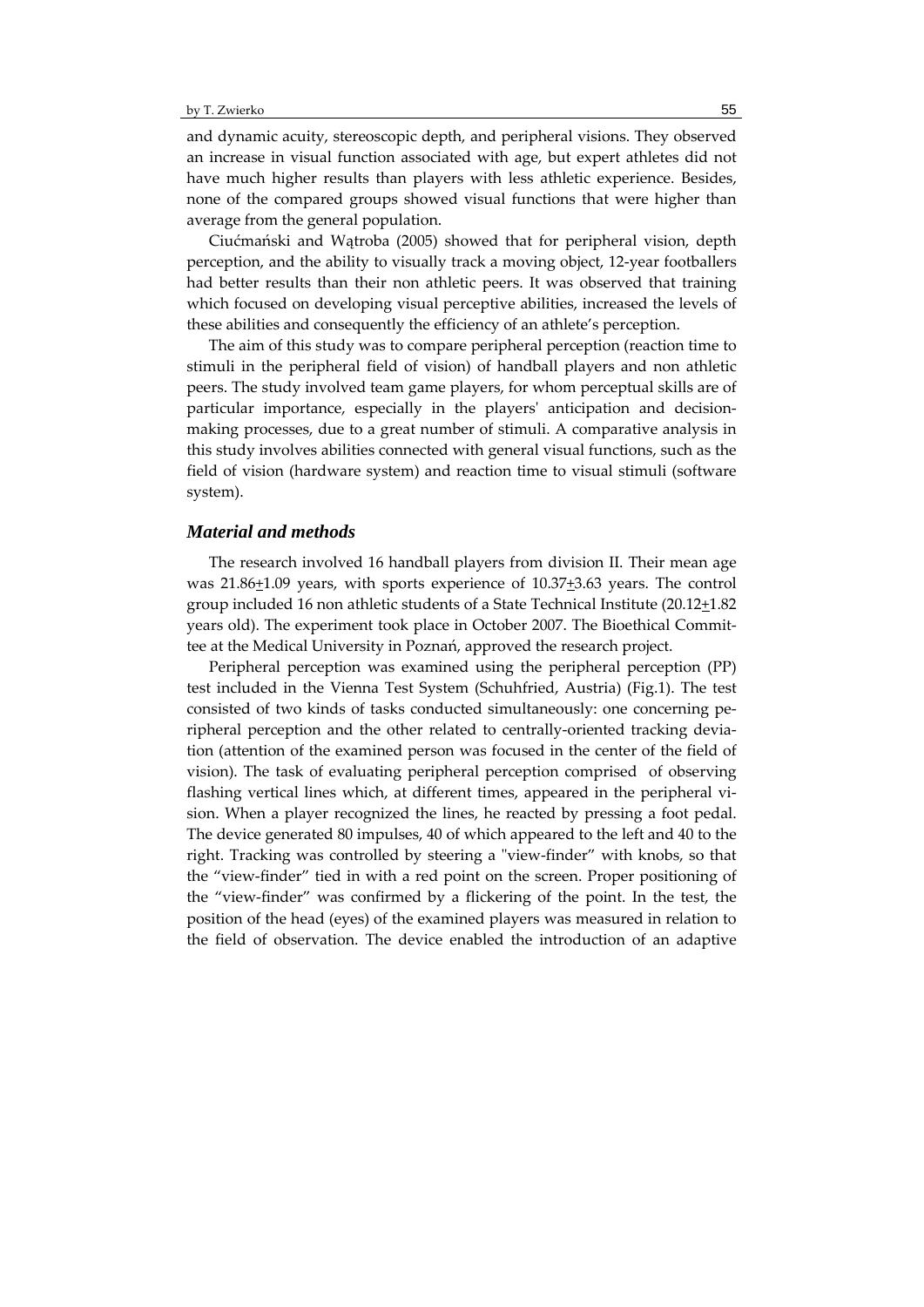and dynamic acuity, stereoscopic depth, and peripheral visions. They observed an increase in visual function associated with age, but expert athletes did not have much higher results than players with less athletic experience. Besides, none of the compared groups showed visual functions that were higher than average from the general population.

Ciućmański and Wątroba (2005) showed that for peripheral vision, depth perception, and the ability to visually track a moving object, 12-year footballers had better results than their non athletic peers. It was observed that training which focused on developing visual perceptive abilities, increased the levels of these abilities and consequently the efficiency of an athlete's perception.

The aim of this study was to compare peripheral perception (reaction time to stimuli in the peripheral field of vision) of handball players and non athletic peers. The study involved team game players, for whom perceptual skills are of particular importance, especially in the players' anticipation and decision-making processes, due to a great number of stimuli. A comparative analysis in this study involves abilities connected with general visual functions, such as the field of vision (hardware system) and reaction time to visual stimuli (software system).

## *Material and methods*

The research involved 16 handball players from division II. Their mean age was 21.86±1.09 years, with sports experience of 10.37±3.63 years. The control group included 16 non athletic students of a State Technical Institute (20.12±1.82 years old). The experiment took place in October 2007. The Bioethical Committee at the Medical University in Poznań, approved the research project.

Peripheral perception was examined using the peripheral perception (PP) test included in the Vienna Test System (Schuhfried, Austria) (Fig.1). The test consisted of two kinds of tasks conducted simultaneously: one concerning peripheral perception and the other related to centrally-oriented tracking deviation (attention of the examined person was focused in the center of the field of vision). The task of evaluating peripheral perception comprised of observing flashing vertical lines which, at different times, appeared in the peripheral vision. When a player recognized the lines, he reacted by pressing a foot pedal. The device generated 80 impulses, 40 of which appeared to the left and 40 to the right. Tracking was controlled by steering a "view-finder" with knobs, so that the "view-finder" tied in with a red point on the screen. Proper positioning of the "view-finder" was confirmed by a flickering of the point. In the test, the position of the head (eyes) of the examined players was measured in relation to the field of observation. The device enabled the introduction of an adaptive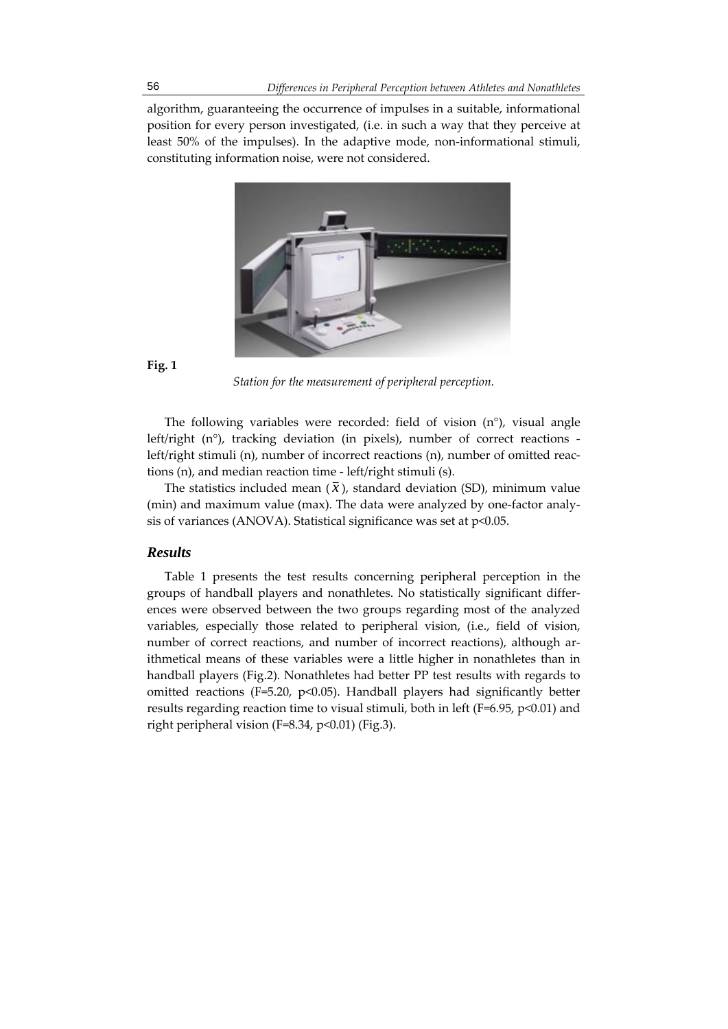algorithm, guaranteeing the occurrence of impulses in a suitable, informational position for every person investigated, (i.e. in such a way that they perceive at least 50% of the impulses). In the adaptive mode, non-informational stimuli, constituting information noise, were not considered.

**Fig. 1**

*Station for the measurement of peripheral perception.*

The following variables were recorded: field of vision (n°), visual angle left/right (n°), tracking deviation (in pixels), number of correct reactions - left/right stimuli (n), number of incorrect reactions (n), number of omitted reactions (n), and median reaction time - left/right stimuli (s).

The statistics included mean ($\bar{x}$), standard deviation (SD), minimum value (min) and maximum value (max). The data were analyzed by one-factor analysis of variances (ANOVA). Statistical significance was set at $p<0.05$.

## *Results*

Table 1 presents the test results concerning peripheral perception in the groups of handball players and nonathletes. No statistically significant differences were observed between the two groups regarding most of the analyzed variables, especially those related to peripheral vision, (i.e., field of vision, number of correct reactions, and number of incorrect reactions), although arithmetical means of these variables were a little higher in nonathletes than in handball players (Fig.2). Nonathletes had better PP test results with regards to omitted reactions ($F=5.20$, $p<0.05$). Handball players had significantly better results regarding reaction time to visual stimuli, both in left ($F=6.95$, $p<0.01$) and right peripheral vision ($F=8.34$, $p<0.01$) (Fig.3).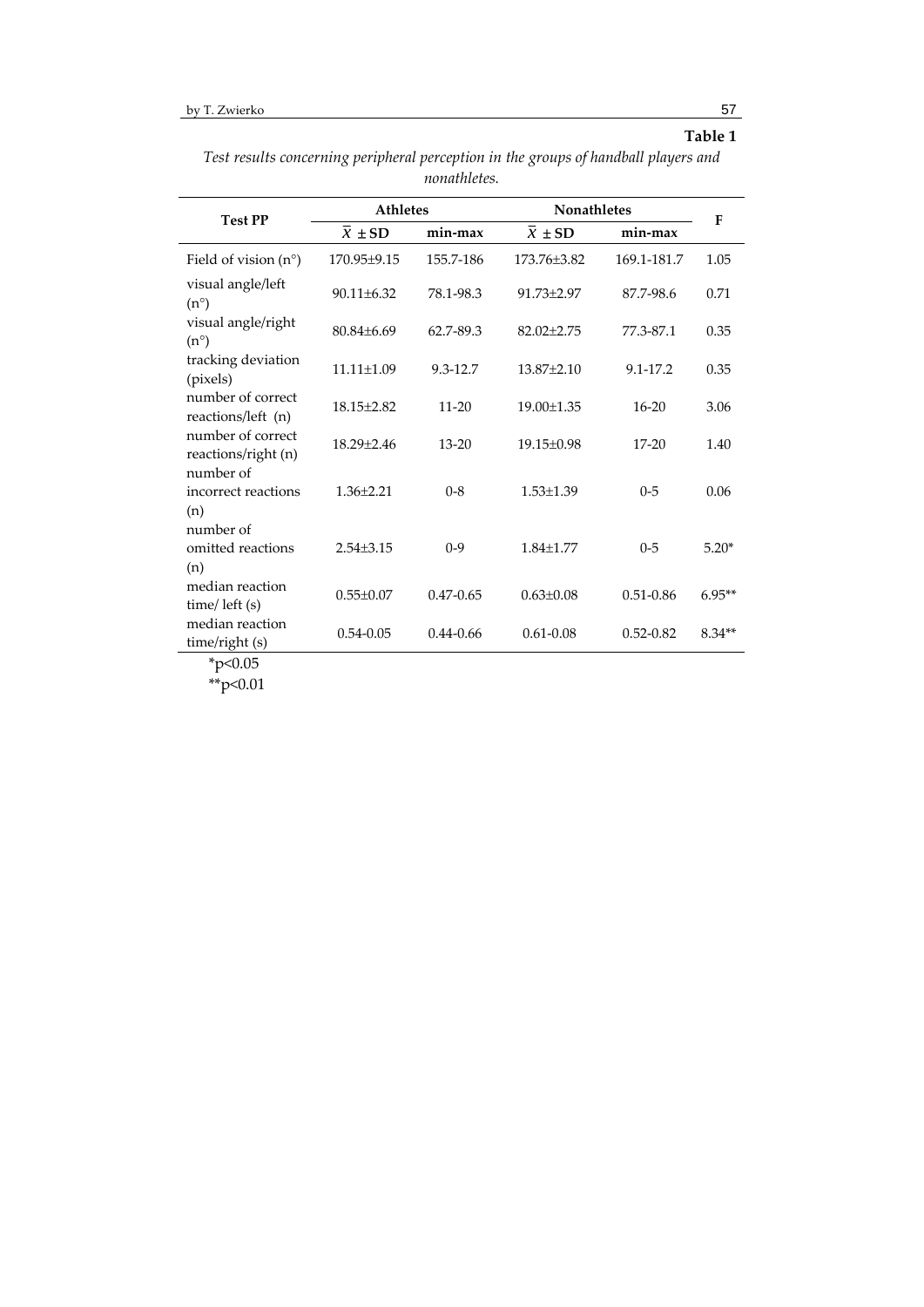**Table 1**

*Test results concerning peripheral perception in the groups of handball players and nonathletes.*

| Test PP | Athletes | | Nonathletes | | F |
|---|---|---|---|---|---|
| | $\bar{X} \pm SD$ | min-max | $\bar{X} \pm SD$ | min-max | |
| Field of vision (n°) | 170.95±9.15 | 155.7-186 | 173.76±3.82 | 169.1-181.7 | 1.05 |
| visual angle/left (n°) | 90.11±6.32 | 78.1-98.3 | 91.73±2.97 | 87.7-98.6 | 0.71 |
| visual angle/right (n°) | 80.84±6.69 | 62.7-89.3 | 82.02±2.75 | 77.3-87.1 | 0.35 |
| tracking deviation (pixels) | 11.11±1.09 | 9.3-12.7 | 13.87±2.10 | 9.1-17.2 | 0.35 |
| number of correct reactions/left (n) | 18.15±2.82 | 11-20 | 19.00±1.35 | 16-20 | 3.06 |
| number of correct reactions/right (n) | 18.29±2.46 | 13-20 | 19.15±0.98 | 17-20 | 1.40 |
| number of incorrect reactions (n) | 1.36±2.21 | 0-8 | 1.53±1.39 | 0-5 | 0.06 |
| number of omitted reactions (n) | 2.54±3.15 | 0-9 | 1.84±1.77 | 0-5 | 5.20* |
| median reaction time/ left (s) | 0.55±0.07 | 0.47-0.65 | 0.63±0.08 | 0.51-0.86 | 6.95** |
| median reaction time/right (s) | 0.54-0.05 | 0.44-0.66 | 0.61-0.08 | 0.52-0.82 | 8.34** |

*$p<0.05$

**$p<0.01$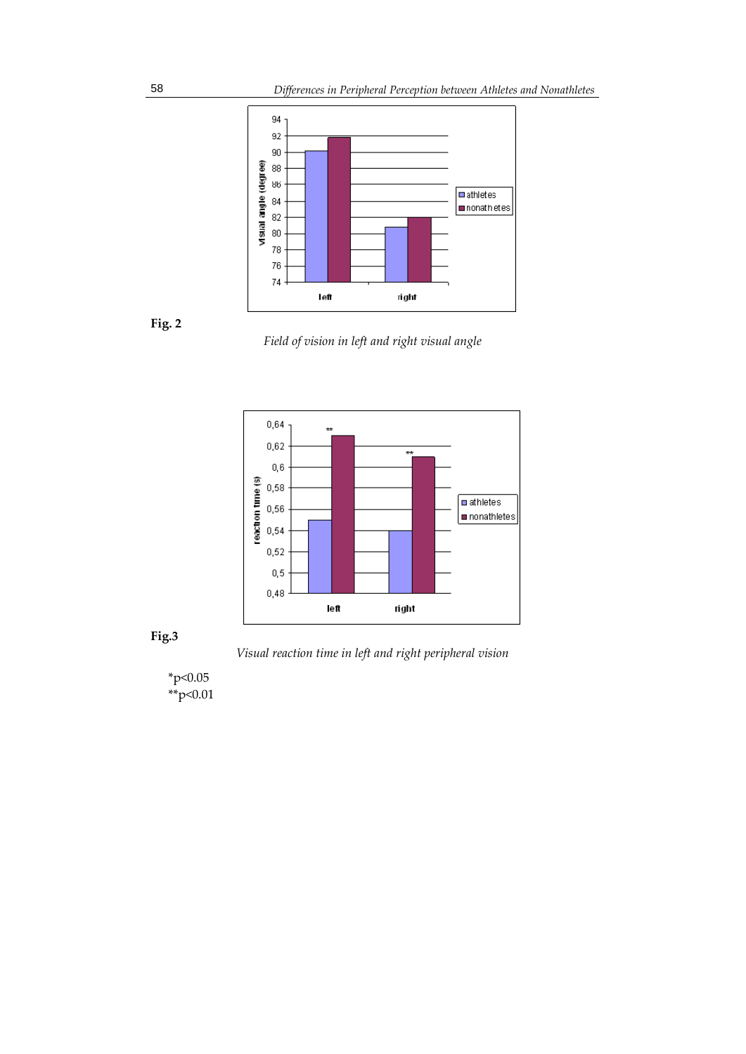**Fig. 2**

*Field of vision in left and right visual angle*

**Fig.3**

*Visual reaction time in left and right peripheral vision*

*p<0.05
**p<0.01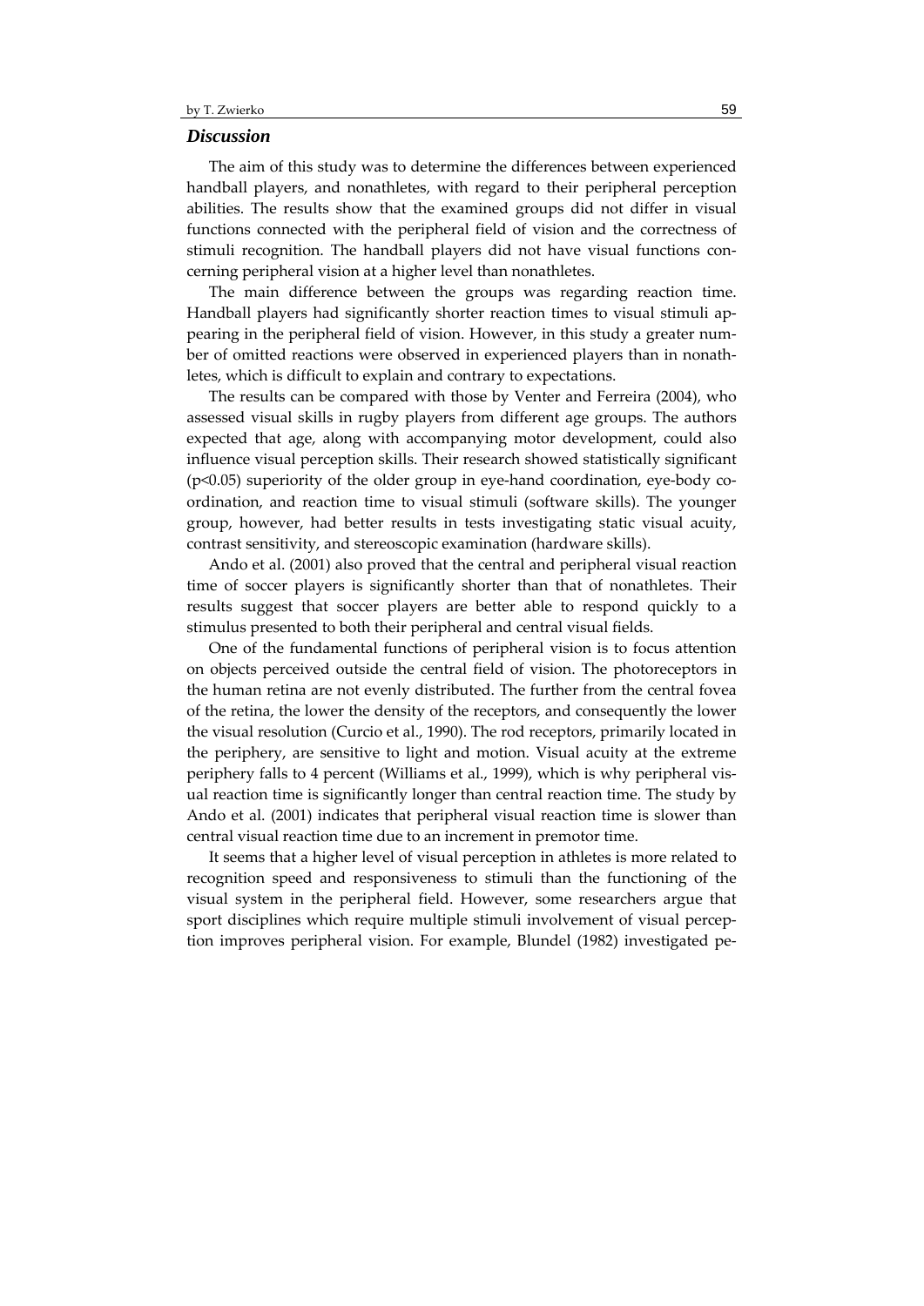### *Discussion*

The aim of this study was to determine the differences between experienced handball players, and nonathletes, with regard to their peripheral perception abilities. The results show that the examined groups did not differ in visual functions connected with the peripheral field of vision and the correctness of stimuli recognition. The handball players did not have visual functions concerning peripheral vision at a higher level than nonathletes.

The main difference between the groups was regarding reaction time. Handball players had significantly shorter reaction times to visual stimuli appearing in the peripheral field of vision. However, in this study a greater number of omitted reactions were observed in experienced players than in nonathletes, which is difficult to explain and contrary to expectations.

The results can be compared with those by Venter and Ferreira (2004), who assessed visual skills in rugby players from different age groups. The authors expected that age, along with accompanying motor development, could also influence visual perception skills. Their research showed statistically significant ($p<0.05$) superiority of the older group in eye-hand coordination, eye-body coordination, and reaction time to visual stimuli (software skills). The younger group, however, had better results in tests investigating static visual acuity, contrast sensitivity, and stereoscopic examination (hardware skills).

Ando et al. (2001) also proved that the central and peripheral visual reaction time of soccer players is significantly shorter than that of nonathletes. Their results suggest that soccer players are better able to respond quickly to a stimulus presented to both their peripheral and central visual fields.

One of the fundamental functions of peripheral vision is to focus attention on objects perceived outside the central field of vision. The photoreceptors in the human retina are not evenly distributed. The further from the central fovea of the retina, the lower the density of the receptors, and consequently the lower the visual resolution (Curcio et al., 1990). The rod receptors, primarily located in the periphery, are sensitive to light and motion. Visual acuity at the extreme periphery falls to 4 percent (Williams et al., 1999), which is why peripheral visual reaction time is significantly longer than central reaction time. The study by Ando et al. (2001) indicates that peripheral visual reaction time is slower than central visual reaction time due to an increment in premotor time.

It seems that a higher level of visual perception in athletes is more related to recognition speed and responsiveness to stimuli than the functioning of the visual system in the peripheral field. However, some researchers argue that sport disciplines which require multiple stimuli involvement of visual perception improves peripheral vision. For example, Blundel (1982) investigated pe-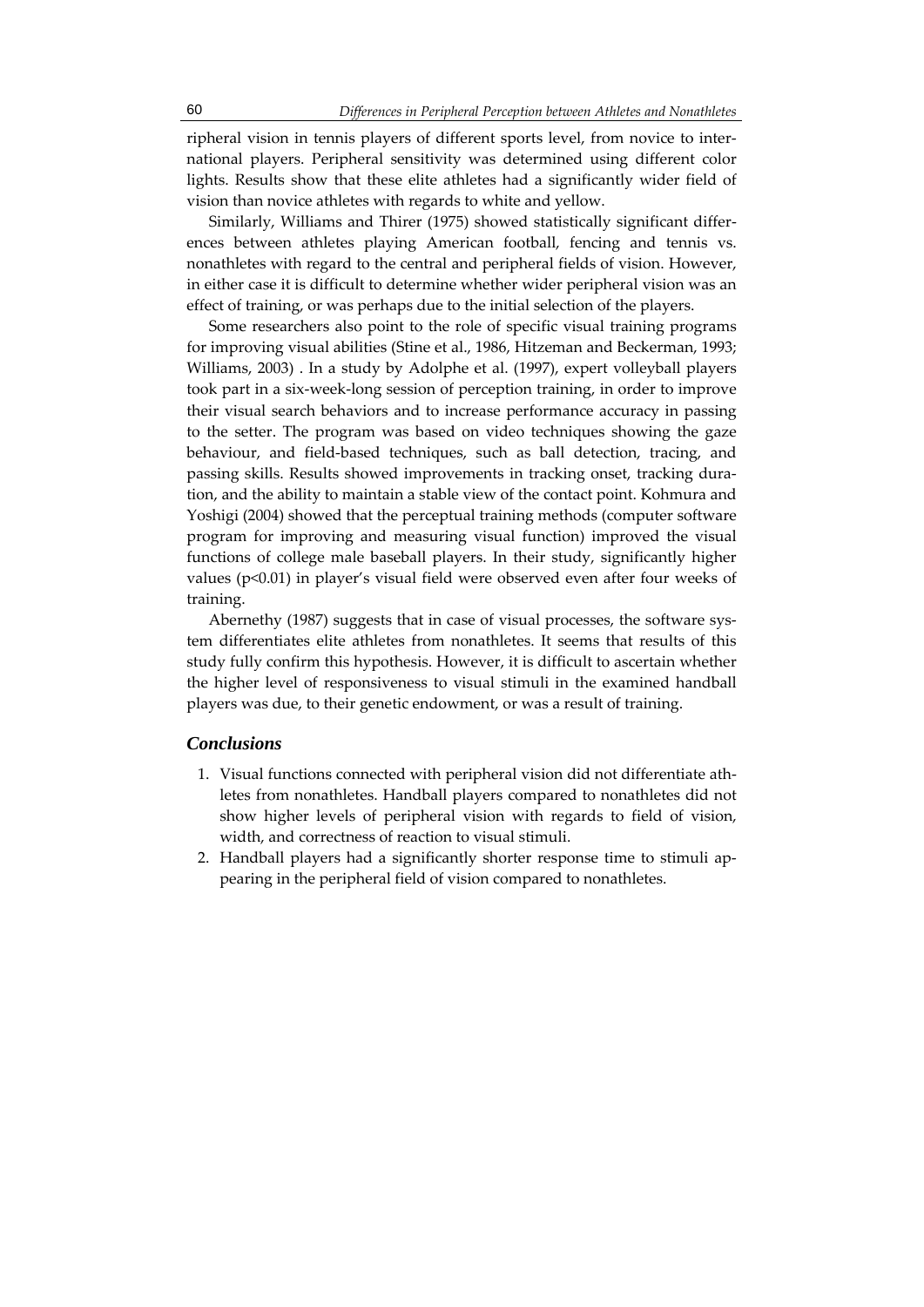ripheral vision in tennis players of different sports level, from novice to international players. Peripheral sensitivity was determined using different color lights. Results show that these elite athletes had a significantly wider field of vision than novice athletes with regards to white and yellow.

Similarly, Williams and Thirer (1975) showed statistically significant differences between athletes playing American football, fencing and tennis vs. nonathletes with regard to the central and peripheral fields of vision. However, in either case it is difficult to determine whether wider peripheral vision was an effect of training, or was perhaps due to the initial selection of the players.

Some researchers also point to the role of specific visual training programs for improving visual abilities (Stine et al., 1986, Hitzeman and Beckerman, 1993; Williams, 2003) . In a study by Adolphe et al. (1997), expert volleyball players took part in a six-week-long session of perception training, in order to improve their visual search behaviors and to increase performance accuracy in passing to the setter. The program was based on video techniques showing the gaze behaviour, and field-based techniques, such as ball detection, tracing, and passing skills. Results showed improvements in tracking onset, tracking duration, and the ability to maintain a stable view of the contact point. Kohmura and Yoshigi (2004) showed that the perceptual training methods (computer software program for improving and measuring visual function) improved the visual functions of college male baseball players. In their study, significantly higher values ($p<0.01$) in player's visual field were observed even after four weeks of training.

Abernethy (1987) suggests that in case of visual processes, the software system differentiates elite athletes from nonathletes. It seems that results of this study fully confirm this hypothesis. However, it is difficult to ascertain whether the higher level of responsiveness to visual stimuli in the examined handball players was due, to their genetic endowment, or was a result of training.

## *Conclusions*

1. Visual functions connected with peripheral vision did not differentiate athletes from nonathletes. Handball players compared to nonathletes did not show higher levels of peripheral vision with regards to field of vision, width, and correctness of reaction to visual stimuli.
2. Handball players had a significantly shorter response time to stimuli appearing in the peripheral field of vision compared to nonathletes.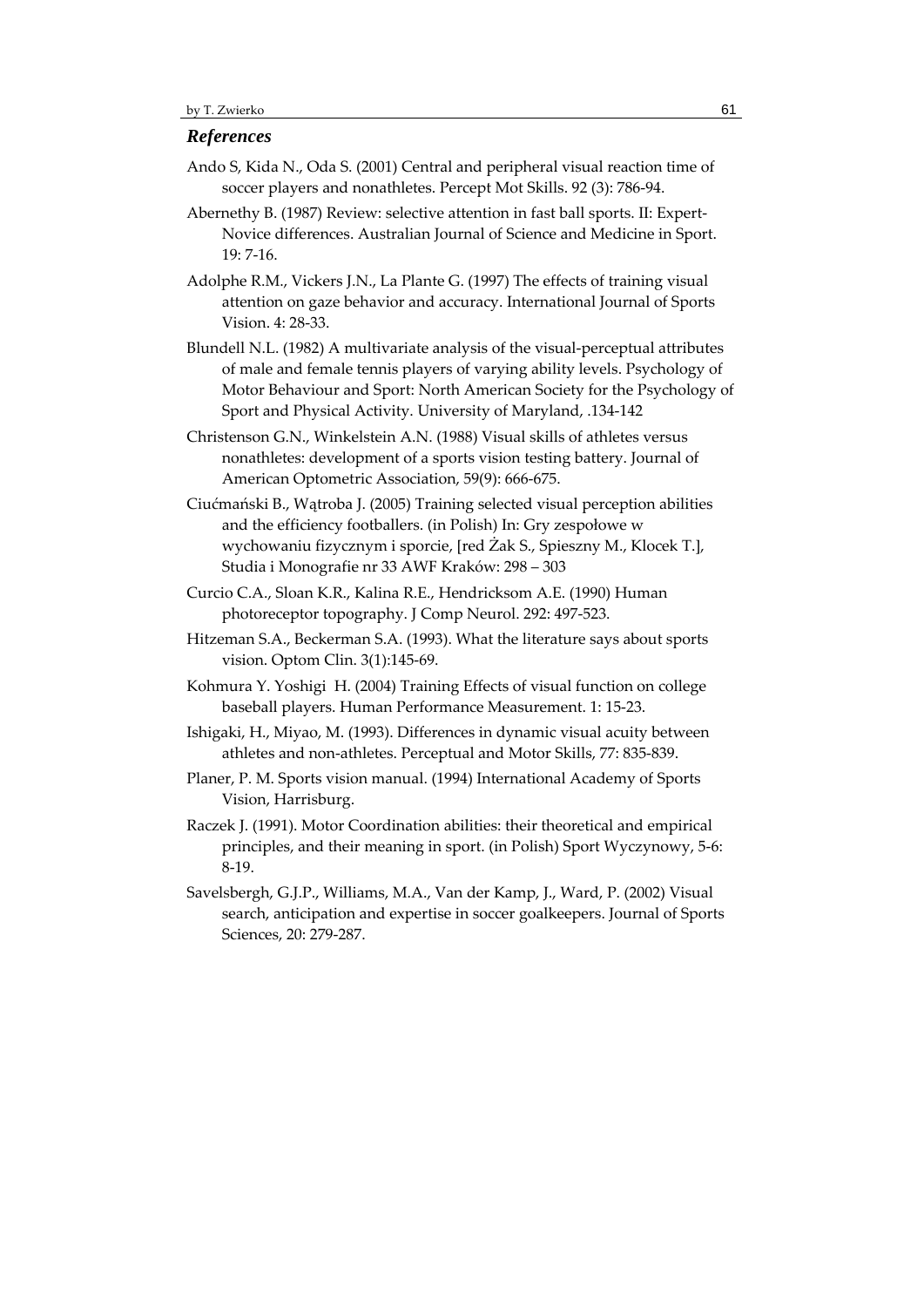## *References*

Ando S, Kida N., Oda S. (2001) Central and peripheral visual reaction time of soccer players and nonathletes. Percept Mot Skills. 92 (3): 786-94.

Abernethy B. (1987) Review: selective attention in fast ball sports. II: Expert-Novice differences. Australian Journal of Science and Medicine in Sport. 19: 7-16.

Adolphe R.M., Vickers J.N., La Plante G. (1997) The effects of training visual attention on gaze behavior and accuracy. International Journal of Sports Vision. 4: 28-33.

Blundell N.L. (1982) A multivariate analysis of the visual-perceptual attributes of male and female tennis players of varying ability levels. Psychology of Motor Behaviour and Sport: North American Society for the Psychology of Sport and Physical Activity. University of Maryland, .134-142

Christenson G.N., Winkelstein A.N. (1988) Visual skills of athletes versus nonathletes: development of a sports vision testing battery. Journal of American Optometric Association, 59(9): 666-675.

Ciućmański B., Wątroba J. (2005) Training selected visual perception abilities and the efficiency footballers. (in Polish) In: Gry zespołowe w wychowaniu fizycznym i sporcie, [red Żak S., Spieszny M., Klocek T.], Studia i Monografie nr 33 AWF Kraków: 298 – 303

Curcio C.A., Sloan K.R., Kalina R.E., Hendricksom A.E. (1990) Human photoreceptor topography. J Comp Neurol. 292: 497-523.

Hitzeman S.A., Beckerman S.A. (1993). What the literature says about sports vision. Optom Clin. 3(1):145-69.

Kohmura Y. Yoshigi H. (2004) Training Effects of visual function on college baseball players. Human Performance Measurement. 1: 15-23.

Ishigaki, H., Miyao, M. (1993). Differences in dynamic visual acuity between athletes and non-athletes. Perceptual and Motor Skills, 77: 835-839.

Planer, P. M. Sports vision manual. (1994) International Academy of Sports Vision, Harrisburg.

Raczek J. (1991). Motor Coordination abilities: their theoretical and empirical principles, and their meaning in sport. (in Polish) Sport Wyczynowy, 5-6: 8-19.

Savelsbergh, G.J.P., Williams, M.A., Van der Kamp, J., Ward, P. (2002) Visual search, anticipation and expertise in soccer goalkeepers. Journal of Sports Sciences, 20: 279-287.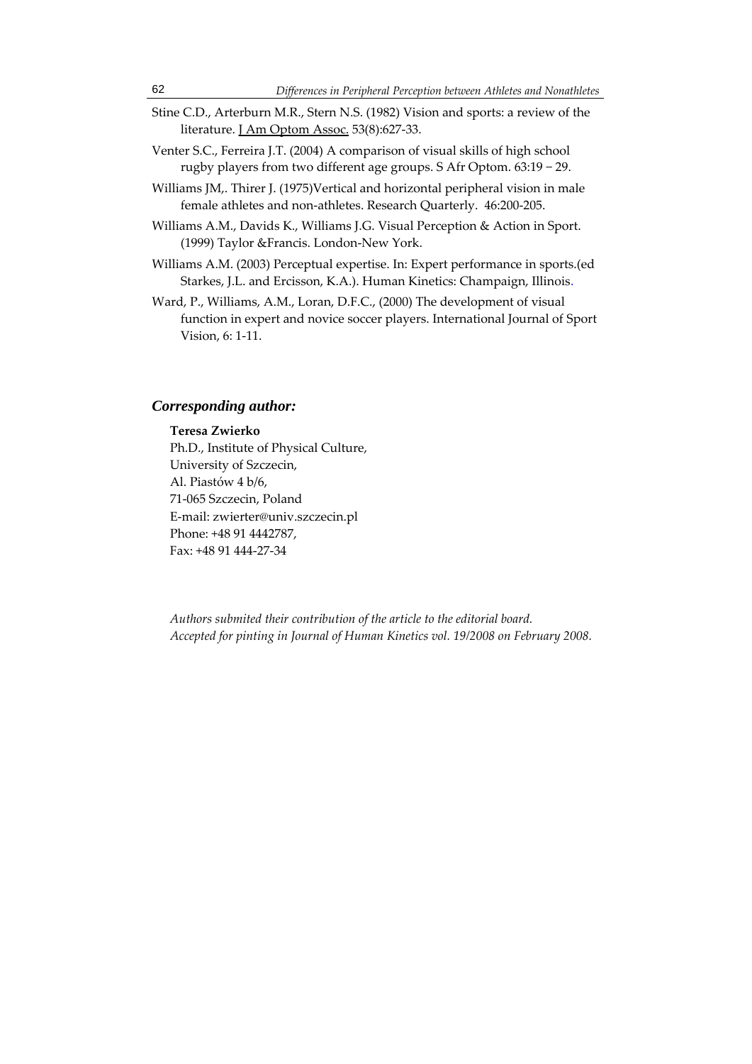Stine C.D., Arterburn M.R., Stern N.S. (1982) Vision and sports: a review of the literature. J Am Optom Assoc. 53(8):627-33.

Venter S.C., Ferreira J.T. (2004) A comparison of visual skills of high school rugby players from two different age groups. S Afr Optom. 63:19 – 29.

Williams JM,. Thirer J. (1975)Vertical and horizontal peripheral vision in male female athletes and non-athletes. Research Quarterly. 46:200-205.

Williams A.M., Davids K., Williams J.G. Visual Perception & Action in Sport. (1999) Taylor &Francis. London-New York.

Williams A.M. (2003) Perceptual expertise. In: Expert performance in sports.(ed Starkes, J.L. and Ercisson, K.A.). Human Kinetics: Champaign, Illinois.

Ward, P., Williams, A.M., Loran, D.F.C., (2000) The development of visual function in expert and novice soccer players. International Journal of Sport Vision, 6: 1-11.

### *Corresponding author:*

**Teresa Zwierko**
Ph.D., Institute of Physical Culture,
University of Szczecin,
Al. Piastów 4 b/6,
71-065 Szczecin, Poland
E-mail: zwierter@univ.szczecin.pl
Phone: +48 91 4442787,
Fax: +48 91 444-27-34

*Authors submited their contribution of the article to the editorial board.*
*Accepted for pinting in Journal of Human Kinetics vol. 19/2008 on February 2008.*